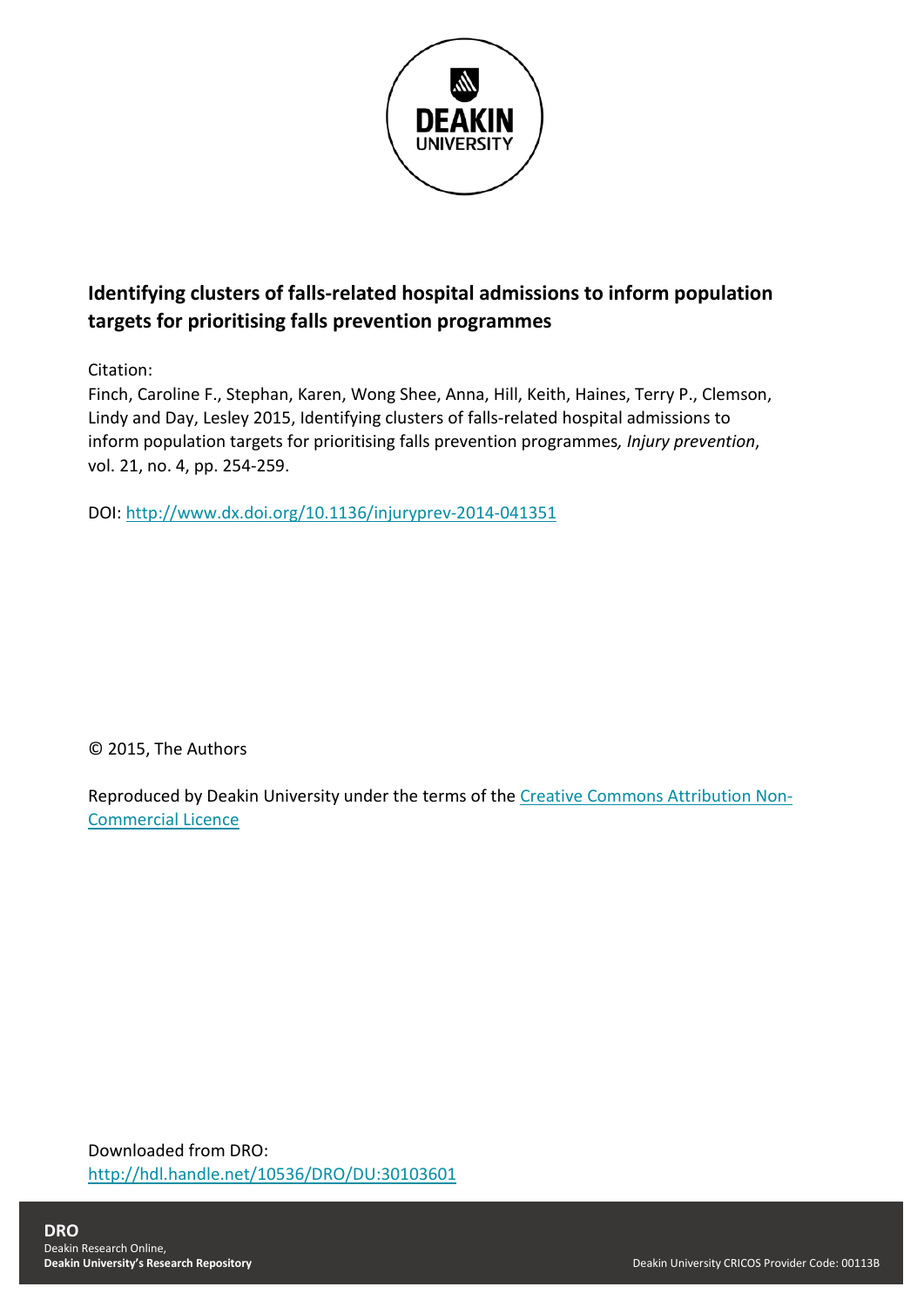**Identifying clusters of falls-related hospital admissions to inform population targets for prioritising falls prevention programmes**

Citation:

Finch, Caroline F., Stephan, Karen, Wong Shee, Anna, Hill, Keith, Haines, Terry P., Clemson, Lindy and Day, Lesley 2015, Identifying clusters of falls-related hospital admissions to inform population targets for prioritising falls prevention programmes*, Injury prevention*, vol. 21, no. 4, pp. 254-259.

DOI: [http://www.dx.doi.org/10.1136/injuryprev-2014-041351](http://www.dx.doi.org/10.1136/injuryprev-2014-041351)

© 2015, The Authors

Reproduced by Deakin University under the terms of the [Creative Commons Attribution Non-Commercial Licence](#)

Downloaded from DRO:
[http://hdl.handle.net/10536/DRO/DU:30103601](http://hdl.handle.net/10536/DRO/DU:30103601)

**DRO**
Deakin Research Online,
**Deakin University's Research Repository**

Deakin University CRICOS Provider Code: 00113B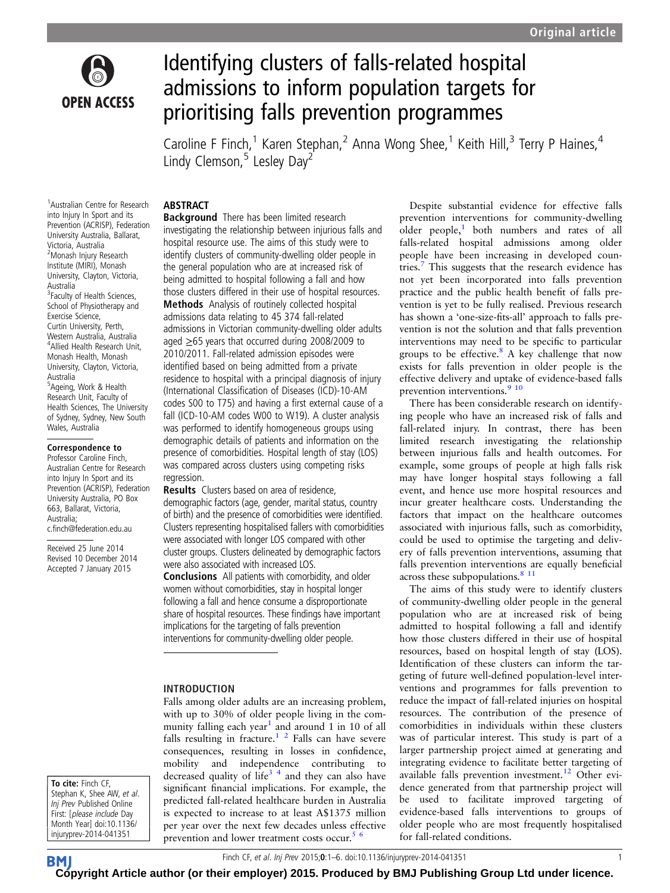# Identifying clusters of falls-related hospital admissions to inform population targets for prioritising falls prevention programmes

Caroline F Finch,[1] Karen Stephan,[2] Anna Wong Shee,[1] Keith Hill,[3] Terry P Haines,[4] Lindy Clemson,[5] Lesley Day[2]

[1]Australian Centre for Research into Injury In Sport and its Prevention (ACRISP), Federation University Australia, Ballarat, Victoria, Australia
[2]Monash Injury Research Institute (MIRI), Monash University, Clayton, Victoria, Australia
[3]Faculty of Health Sciences, School of Physiotherapy and Exercise Science, Curtin University, Perth, Western Australia, Australia
[4]Allied Health Research Unit, Monash Health, Monash University, Clayton, Victoria, Australia
[5]Ageing, Work & Health Research Unit, Faculty of Health Sciences, The University of Sydney, Sydney, New South Wales, Australia

**Correspondence to**
Professor Caroline Finch, Australian Centre for Research into Injury In Sport and its Prevention (ACRISP), Federation University Australia, PO Box 663, Ballarat, Victoria, Australia; c.finch@federation.edu.au

Received 25 June 2014
Revised 10 December 2014
Accepted 7 January 2015

**To cite:** Finch CF, Stephan K, Shee AW, *et al*. *Inj Prev* Published Online First: [*please include* Day Month Year] doi:10.1136/injuryprev-2014-041351

## ABSTRACT

**Background** There has been limited research investigating the relationship between injurious falls and hospital resource use. The aims of this study were to identify clusters of community-dwelling older people in the general population who are at increased risk of being admitted to hospital following a fall and how those clusters differed in their use of hospital resources.

**Methods** Analysis of routinely collected hospital admissions data relating to 45 374 fall-related admissions in Victorian community-dwelling older adults aged ≥65 years that occurred during 2008/2009 to 2010/2011. Fall-related admission episodes were identified based on being admitted from a private residence to hospital with a principal diagnosis of injury (International Classification of Diseases (ICD)-10-AM codes S00 to T75) and having a first external cause of a fall (ICD-10-AM codes W00 to W19). A cluster analysis was performed to identify homogeneous groups using demographic details of patients and information on the presence of comorbidities. Hospital length of stay (LOS) was compared across clusters using competing risks regression.

**Results** Clusters based on area of residence, demographic factors (age, gender, marital status, country of birth) and the presence of comorbidities were identified. Clusters representing hospitalised fallers with comorbidities were associated with longer LOS compared with other cluster groups. Clusters delineated by demographic factors were also associated with increased LOS.

**Conclusions** All patients with comorbidity, and older women without comorbidities, stay in hospital longer following a fall and hence consume a disproportionate share of hospital resources. These findings have important implications for the targeting of falls prevention interventions for community-dwelling older people.

## INTRODUCTION

Falls among older adults are an increasing problem, with up to 30% of older people living in the community falling each year[1] and around 1 in 10 of all falls resulting in fracture.[1 2] Falls can have severe consequences, resulting in losses in confidence, mobility and independence contributing to decreased quality of life[3 4] and they can also have significant financial implications. For example, the predicted fall-related healthcare burden in Australia is expected to increase to at least A$1375 million per year over the next few decades unless effective prevention and lower treatment costs occur.[5 6]

Despite substantial evidence for effective falls prevention interventions for community-dwelling older people,[1] both numbers and rates of all falls-related hospital admissions among older people have been increasing in developed countries.[7] This suggests that the research evidence has not yet been incorporated into falls prevention practice and the public health benefit of falls prevention is yet to be fully realised. Previous research has shown a 'one-size-fits-all' approach to falls prevention is not the solution and that falls prevention interventions may need to be specific to particular groups to be effective.[8] A key challenge that now exists for falls prevention in older people is the effective delivery and uptake of evidence-based falls prevention interventions.[9 10]

There has been considerable research on identifying people who have an increased risk of falls and fall-related injury. In contrast, there has been limited research investigating the relationship between injurious falls and health outcomes. For example, some groups of people at high falls risk may have longer hospital stays following a fall event, and hence use more hospital resources and incur greater healthcare costs. Understanding the factors that impact on the healthcare outcomes associated with injurious falls, such as comorbidity, could be used to optimise the targeting and delivery of falls prevention interventions, assuming that falls prevention interventions are equally beneficial across these subpopulations.[8 11]

The aims of this study were to identify clusters of community-dwelling older people in the general population who are at increased risk of being admitted to hospital following a fall and identify how those clusters differed in their use of hospital resources, based on hospital length of stay (LOS). Identification of these clusters can inform the targeting of future well-defined population-level interventions and programmes for falls prevention to reduce the impact of fall-related injuries on hospital resources. The contribution of the presence of comorbidities in individuals within these clusters was of particular interest. This study is part of a larger partnership project aimed at generating and integrating evidence to facilitate better targeting of available falls prevention investment.[12] Other evidence generated from that partnership project will be used to facilitate improved targeting of evidence-based falls interventions to groups of older people who are most frequently hospitalised for fall-related conditions.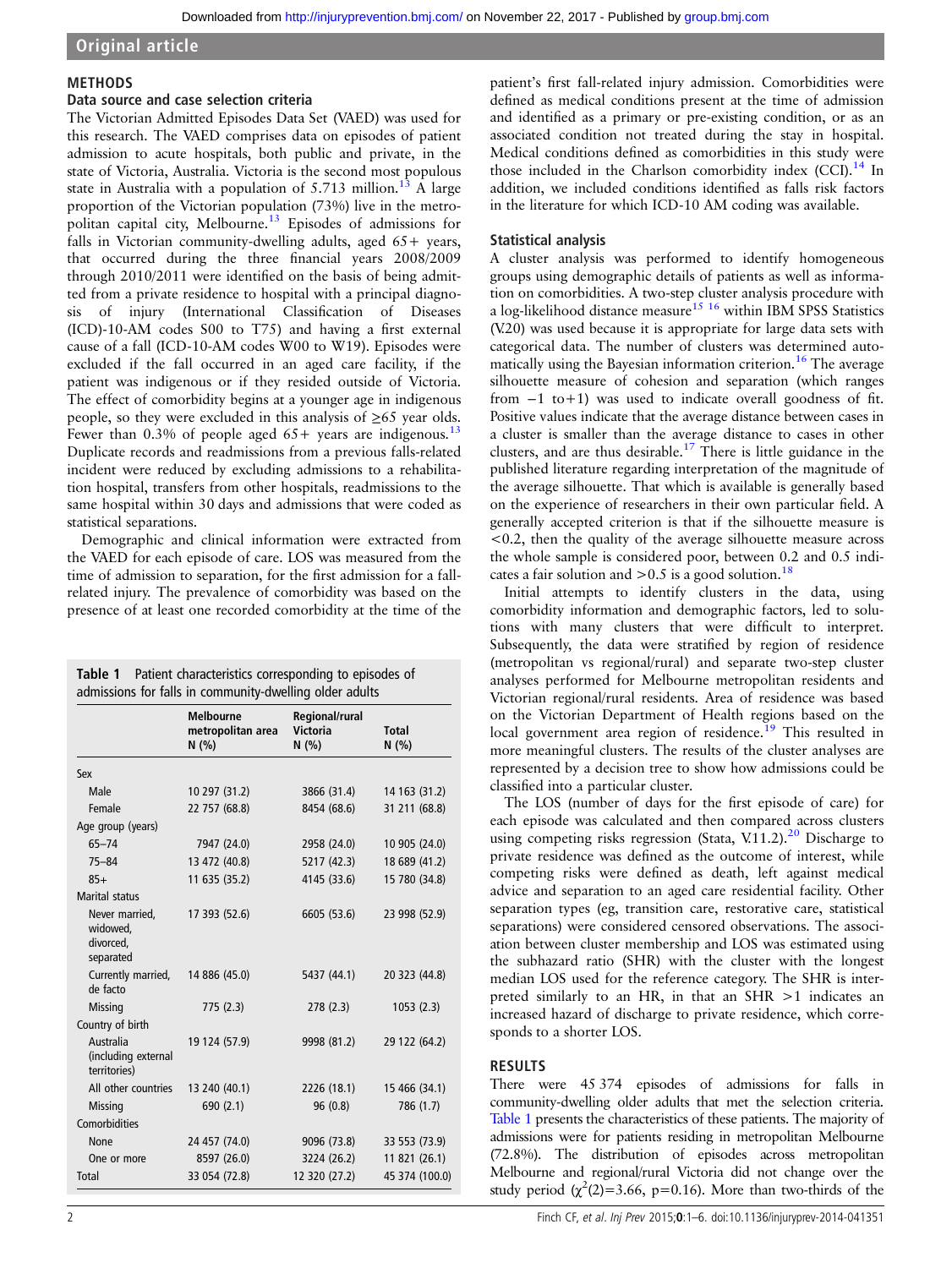## METHODS

### Data source and case selection criteria

The Victorian Admitted Episodes Data Set (VAED) was used for this research. The VAED comprises data on episodes of patient admission to acute hospitals, both public and private, in the state of Victoria, Australia. Victoria is the second most populous state in Australia with a population of 5.713 million.[13] A large proportion of the Victorian population (73%) live in the metropolitan capital city, Melbourne.[13] Episodes of admissions for falls in Victorian community-dwelling adults, aged 65+ years, that occurred during the three financial years 2008/2009 through 2010/2011 were identified on the basis of being admitted from a private residence to hospital with a principal diagnosis of injury (International Classification of Diseases (ICD)-10-AM codes S00 to T75) and having a first external cause of a fall (ICD-10-AM codes W00 to W19). Episodes were excluded if the fall occurred in an aged care facility, if the patient was indigenous or if they resided outside of Victoria. The effect of comorbidity begins at a younger age in indigenous people, so they were excluded in this analysis of ≥65 year olds. Fewer than 0.3% of people aged 65+ years are indigenous.[13] Duplicate records and readmissions from a previous falls-related incident were reduced by excluding admissions to a rehabilitation hospital, transfers from other hospitals, readmissions to the same hospital within 30 days and admissions that were coded as statistical separations.

Demographic and clinical information were extracted from the VAED for each episode of care. LOS was measured from the time of admission to separation, for the first admission for a fall-related injury. The prevalence of comorbidity was based on the presence of at least one recorded comorbidity at the time of the patient's first fall-related injury admission. Comorbidities were defined as medical conditions present at the time of admission and identified as a primary or pre-existing condition, or as an associated condition not treated during the stay in hospital. Medical conditions defined as comorbidities in this study were those included in the Charlson comorbidity index (CCI).[14] In addition, we included conditions identified as falls risk factors in the literature for which ICD-10 AM coding was available.

**Table 1** Patient characteristics corresponding to episodes of admissions for falls in community-dwelling older adults

| | Melbourne metropolitan area N (%) | Regional/rural Victoria N (%) | Total N (%) |
|---|---|---|---|
| Sex | | | |
| Male | 10 297 (31.2) | 3866 (31.4) | 14 163 (31.2) |
| Female | 22 757 (68.8) | 8454 (68.6) | 31 211 (68.8) |
| Age group (years) | | | |
| 65–74 | 7947 (24.0) | 2958 (24.0) | 10 905 (24.0) |
| 75–84 | 13 472 (40.8) | 5217 (42.3) | 18 689 (41.2) |
| 85+ | 11 635 (35.2) | 4145 (33.6) | 15 780 (34.8) |
| Marital status | | | |
| Never married, widowed, divorced, separated | 17 393 (52.6) | 6605 (53.6) | 23 998 (52.9) |
| Currently married, de facto | 14 886 (45.0) | 5437 (44.1) | 20 323 (44.8) |
| Missing | 775 (2.3) | 278 (2.3) | 1053 (2.3) |
| Country of birth | | | |
| Australia (including external territories) | 19 124 (57.9) | 9998 (81.2) | 29 122 (64.2) |
| All other countries | 13 240 (40.1) | 2226 (18.1) | 15 466 (34.1) |
| Missing | 690 (2.1) | 96 (0.8) | 786 (1.7) |
| Comorbidities | | | |
| None | 24 457 (74.0) | 9096 (73.8) | 33 553 (73.9) |
| One or more | 8597 (26.0) | 3224 (26.2) | 11 821 (26.1) |
| Total | 33 054 (72.8) | 12 320 (27.2) | 45 374 (100.0) |

### Statistical analysis

A cluster analysis was performed to identify homogeneous groups using demographic details of patients as well as information on comorbidities. A two-step cluster analysis procedure with a log-likelihood distance measure[15,16] within IBM SPSS Statistics (V.20) was used because it is appropriate for large data sets with categorical data. The number of clusters was determined automatically using the Bayesian information criterion.[16] The average silhouette measure of cohesion and separation (which ranges from −1 to+1) was used to indicate overall goodness of fit. Positive values indicate that the average distance between cases in a cluster is smaller than the average distance to cases in other clusters, and are thus desirable.[17] There is little guidance in the published literature regarding interpretation of the magnitude of the average silhouette. That which is available is generally based on the experience of researchers in their own particular field. A generally accepted criterion is that if the silhouette measure is <0.2, then the quality of the average silhouette measure across the whole sample is considered poor, between 0.2 and 0.5 indicates a fair solution and >0.5 is a good solution.[18]

Initial attempts to identify clusters in the data, using comorbidity information and demographic factors, led to solutions with many clusters that were difficult to interpret. Subsequently, the data were stratified by region of residence (metropolitan vs regional/rural) and separate two-step cluster analyses performed for Melbourne metropolitan residents and Victorian regional/rural residents. Area of residence was based on the Victorian Department of Health regions based on the local government area region of residence.[19] This resulted in more meaningful clusters. The results of the cluster analyses are represented by a decision tree to show how admissions could be classified into a particular cluster.

The LOS (number of days for the first episode of care) for each episode was calculated and then compared across clusters using competing risks regression (Stata, V.11.2).[20] Discharge to private residence was defined as the outcome of interest, while competing risks were defined as death, left against medical advice and separation to an aged care residential facility. Other separation types (eg, transition care, restorative care, statistical separations) were considered censored observations. The association between cluster membership and LOS was estimated using the subhazard ratio (SHR) with the cluster with the longest median LOS used for the reference category. The SHR is interpreted similarly to an HR, in that an SHR >1 indicates an increased hazard of discharge to private residence, which corresponds to a shorter LOS.

## RESULTS

There were 45 374 episodes of admissions for falls in community-dwelling older adults that met the selection criteria. Table 1 presents the characteristics of these patients. The majority of admissions were for patients residing in metropolitan Melbourne (72.8%). The distribution of episodes across metropolitan Melbourne and regional/rural Victoria did not change over the study period ($\chi^2(2)=3.66$, p=0.16). More than two-thirds of the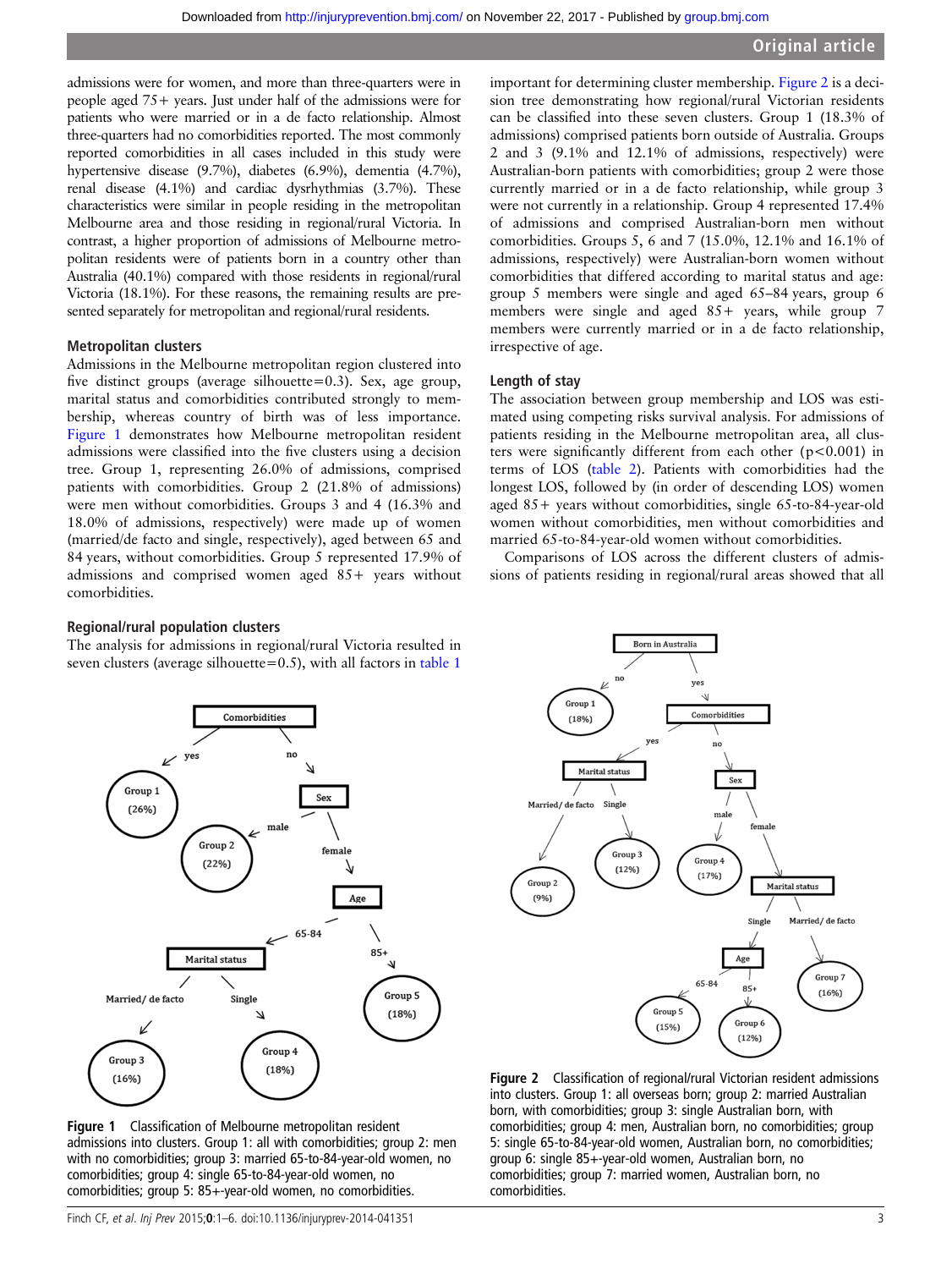admissions were for women, and more than three-quarters were in people aged 75+ years. Just under half of the admissions were for patients who were married or in a de facto relationship. Almost three-quarters had no comorbidities reported. The most commonly reported comorbidities in all cases included in this study were hypertensive disease (9.7%), diabetes (6.9%), dementia (4.7%), renal disease (4.1%) and cardiac dysrhythmias (3.7%). These characteristics were similar in people residing in the metropolitan Melbourne area and those residing in regional/rural Victoria. In contrast, a higher proportion of admissions of Melbourne metropolitan residents were of patients born in a country other than Australia (40.1%) compared with those residents in regional/rural Victoria (18.1%). For these reasons, the remaining results are presented separately for metropolitan and regional/rural residents.

### Metropolitan clusters

Admissions in the Melbourne metropolitan region clustered into five distinct groups (average silhouette=0.3). Sex, age group, marital status and comorbidities contributed strongly to membership, whereas country of birth was of less importance. Figure 1 demonstrates how Melbourne metropolitan resident admissions were classified into the five clusters using a decision tree. Group 1, representing 26.0% of admissions, comprised patients with comorbidities. Group 2 (21.8% of admissions) were men without comorbidities. Groups 3 and 4 (16.3% and 18.0% of admissions, respectively) were made up of women (married/de facto and single, respectively), aged between 65 and 84 years, without comorbidities. Group 5 represented 17.9% of admissions and comprised women aged 85+ years without comorbidities.

### Regional/rural population clusters

The analysis for admissions in regional/rural Victoria resulted in seven clusters (average silhouette=0.5), with all factors in table 1 important for determining cluster membership. Figure 2 is a decision tree demonstrating how regional/rural Victorian residents can be classified into these seven clusters. Group 1 (18.3% of admissions) comprised patients born outside of Australia. Groups 2 and 3 (9.1% and 12.1% of admissions, respectively) were Australian-born patients with comorbidities; group 2 were those currently married or in a de facto relationship, while group 3 were not currently in a relationship. Group 4 represented 17.4% of admissions and comprised Australian-born men without comorbidities. Groups 5, 6 and 7 (15.0%, 12.1% and 16.1% of admissions, respectively) were Australian-born women without comorbidities that differed according to marital status and age: group 5 members were single and aged 65–84 years, group 6 members were single and aged 85+ years, while group 7 members were currently married or in a de facto relationship, irrespective of age.

### Length of stay

The association between group membership and LOS was estimated using competing risks survival analysis. For admissions of patients residing in the Melbourne metropolitan area, all clusters were significantly different from each other ($p<0.001$) in terms of LOS (table 2). Patients with comorbidities had the longest LOS, followed by (in order of descending LOS) women aged 85+ years without comorbidities, single 65-to-84-year-old women without comorbidities, men without comorbidities and married 65-to-84-year-old women without comorbidities.

Comparisons of LOS across the different clusters of admissions of patients residing in regional/rural areas showed that all

**Figure 1** Classification of Melbourne metropolitan resident admissions into clusters. Group 1: all with comorbidities; group 2: men with no comorbidities; group 3: married 65-to-84-year-old women, no comorbidities; group 4: single 65-to-84-year-old women, no comorbidities; group 5: 85+-year-old women, no comorbidities.

**Figure 2** Classification of regional/rural Victorian resident admissions into clusters. Group 1: all overseas born; group 2: married Australian born, with comorbidities; group 3: single Australian born, with comorbidities; group 4: men, Australian born, no comorbidities; group 5: single 65-to-84-year-old women, Australian born, no comorbidities; group 6: single 85+-year-old women, Australian born, no comorbidities; group 7: married women, Australian born, no comorbidities.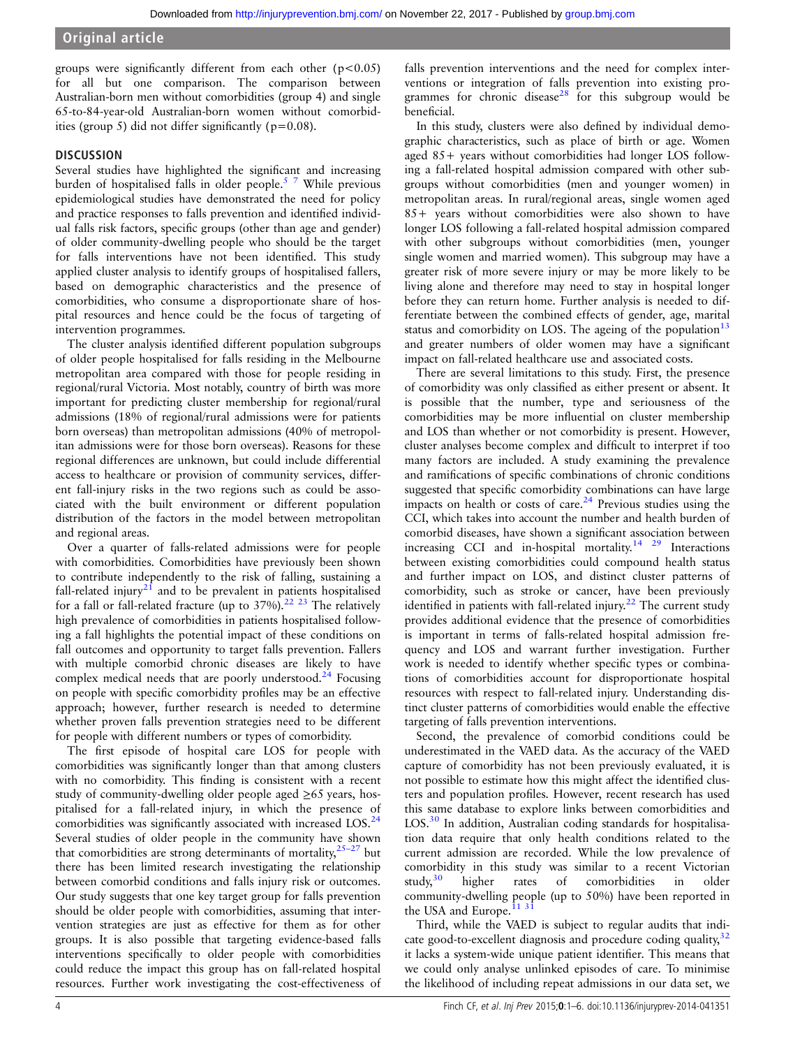groups were significantly different from each other ($p<0.05$) for all but one comparison. The comparison between Australian-born men without comorbidities (group 4) and single 65-to-84-year-old Australian-born women without comorbidities (group 5) did not differ significantly ($p=0.08$).

## DISCUSSION

Several studies have highlighted the significant and increasing burden of hospitalised falls in older people.[5 7] While previous epidemiological studies have demonstrated the need for policy and practice responses to falls prevention and identified individual falls risk factors, specific groups (other than age and gender) of older community-dwelling people who should be the target for falls interventions have not been identified. This study applied cluster analysis to identify groups of hospitalised fallers, based on demographic characteristics and the presence of comorbidities, who consume a disproportionate share of hospital resources and hence could be the focus of targeting of intervention programmes.

The cluster analysis identified different population subgroups of older people hospitalised for falls residing in the Melbourne metropolitan area compared with those for people residing in regional/rural Victoria. Most notably, country of birth was more important for predicting cluster membership for regional/rural admissions (18% of regional/rural admissions were for patients born overseas) than metropolitan admissions (40% of metropolitan admissions were for those born overseas). Reasons for these regional differences are unknown, but could include differential access to healthcare or provision of community services, different fall-injury risks in the two regions such as could be associated with the built environment or different population distribution of the factors in the model between metropolitan and regional areas.

Over a quarter of falls-related admissions were for people with comorbidities. Comorbidities have previously been shown to contribute independently to the risk of falling, sustaining a fall-related injury[21] and to be prevalent in patients hospitalised for a fall or fall-related fracture (up to 37%).[22 23] The relatively high prevalence of comorbidities in patients hospitalised following a fall highlights the potential impact of these conditions on fall outcomes and opportunity to target falls prevention. Fallers with multiple comorbid chronic diseases are likely to have complex medical needs that are poorly understood.[24] Focusing on people with specific comorbidity profiles may be an effective approach; however, further research is needed to determine whether proven falls prevention strategies need to be different for people with different numbers or types of comorbidity.

The first episode of hospital care LOS for people with comorbidities was significantly longer than that among clusters with no comorbidity. This finding is consistent with a recent study of community-dwelling older people aged ≥65 years, hospitalised for a fall-related injury, in which the presence of comorbidities was significantly associated with increased LOS.[24] Several studies of older people in the community have shown that comorbidities are strong determinants of mortality,[25–27] but there has been limited research investigating the relationship between comorbid conditions and falls injury risk or outcomes. Our study suggests that one key target group for falls prevention should be older people with comorbidities, assuming that intervention strategies are just as effective for them as for other groups. It is also possible that targeting evidence-based falls interventions specifically to older people with comorbidities could reduce the impact this group has on fall-related hospital resources. Further work investigating the cost-effectiveness of falls prevention interventions and the need for complex interventions or integration of falls prevention into existing programmes for chronic disease[28] for this subgroup would be beneficial.

In this study, clusters were also defined by individual demographic characteristics, such as place of birth or age. Women aged 85+ years without comorbidities had longer LOS following a fall-related hospital admission compared with other subgroups without comorbidities (men and younger women) in metropolitan areas. In rural/regional areas, single women aged 85+ years without comorbidities were also shown to have longer LOS following a fall-related hospital admission compared with other subgroups without comorbidities (men, younger single women and married women). This subgroup may have a greater risk of more severe injury or may be more likely to be living alone and therefore may need to stay in hospital longer before they can return home. Further analysis is needed to differentiate between the combined effects of gender, age, marital status and comorbidity on LOS. The ageing of the population[13] and greater numbers of older women may have a significant impact on fall-related healthcare use and associated costs.

There are several limitations to this study. First, the presence of comorbidity was only classified as either present or absent. It is possible that the number, type and seriousness of the comorbidities may be more influential on cluster membership and LOS than whether or not comorbidity is present. However, cluster analyses become complex and difficult to interpret if too many factors are included. A study examining the prevalence and ramifications of specific combinations of chronic conditions suggested that specific comorbidity combinations can have large impacts on health or costs of care.[24] Previous studies using the CCI, which takes into account the number and health burden of comorbid diseases, have shown a significant association between increasing CCI and in-hospital mortality.[14 29] Interactions between existing comorbidities could compound health status and further impact on LOS, and distinct cluster patterns of comorbidity, such as stroke or cancer, have been previously identified in patients with fall-related injury.[22] The current study provides additional evidence that the presence of comorbidities is important in terms of falls-related hospital admission frequency and LOS and warrant further investigation. Further work is needed to identify whether specific types or combinations of comorbidities account for disproportionate hospital resources with respect to fall-related injury. Understanding distinct cluster patterns of comorbidities would enable the effective targeting of falls prevention interventions.

Second, the prevalence of comorbid conditions could be underestimated in the VAED data. As the accuracy of the VAED capture of comorbidity has not been previously evaluated, it is not possible to estimate how this might affect the identified clusters and population profiles. However, recent research has used this same database to explore links between comorbidities and LOS.[30] In addition, Australian coding standards for hospitalisation data require that only health conditions related to the current admission are recorded. While the low prevalence of comorbidity in this study was similar to a recent Victorian study,[30] higher rates of comorbidities in older community-dwelling people (up to 50%) have been reported in the USA and Europe.[11 31]

Third, while the VAED is subject to regular audits that indicate good-to-excellent diagnosis and procedure coding quality,[32] it lacks a system-wide unique patient identifier. This means that we could only analyse unlinked episodes of care. To minimise the likelihood of including repeat admissions in our data set, we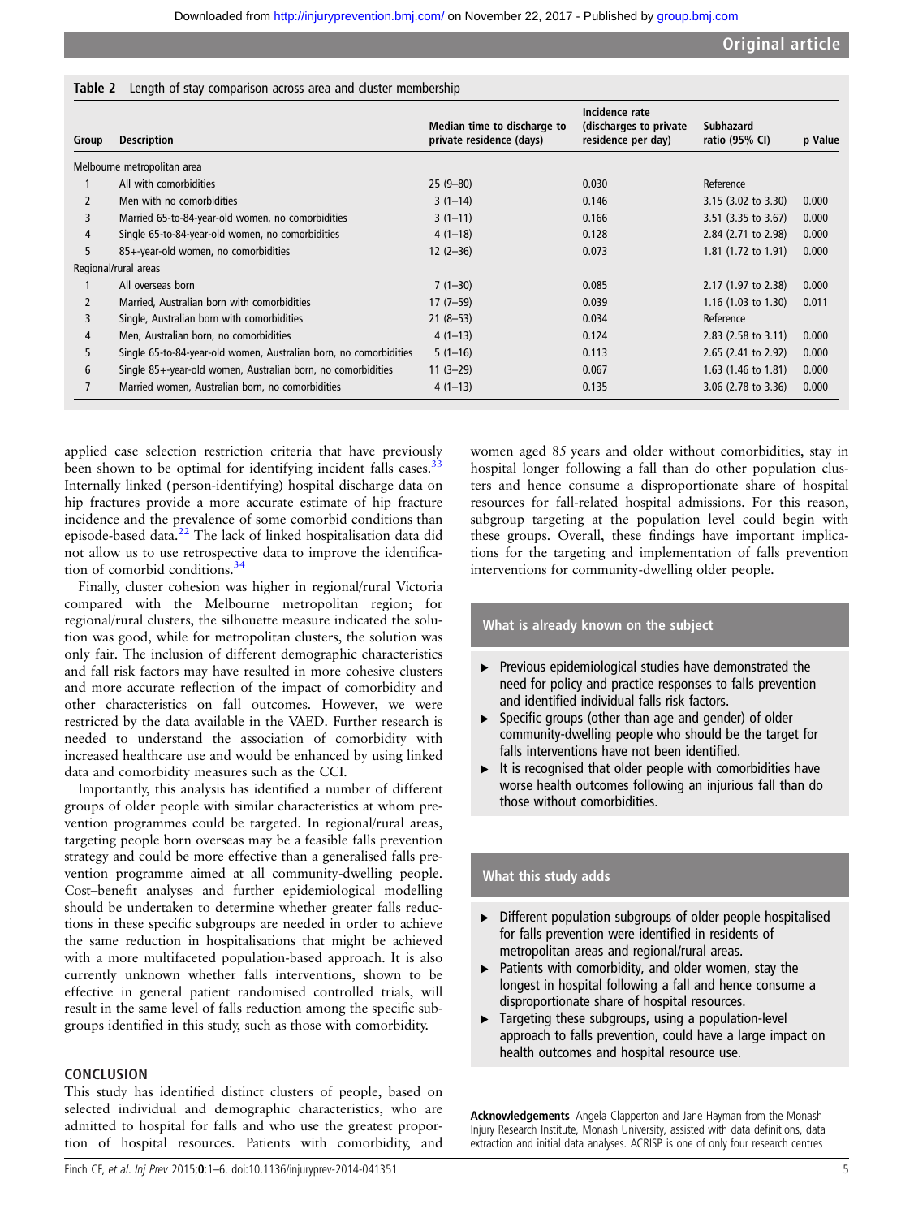**Table 2** Length of stay comparison across area and cluster membership

| Group | Description | Median time to discharge to private residence (days) | Incidence rate (discharges to private residence per day) | Subhazard ratio (95% CI) | p Value |
|---|---|---|---|---|---|
| Melbourne metropolitan area | | | | | |
| 1 | All with comorbidities | 25 (9–80) | 0.030 | Reference | |
| 2 | Men with no comorbidities | 3 (1–14) | 0.146 | 3.15 (3.02 to 3.30) | 0.000 |
| 3 | Married 65-to-84-year-old women, no comorbidities | 3 (1–11) | 0.166 | 3.51 (3.35 to 3.67) | 0.000 |
| 4 | Single 65-to-84-year-old women, no comorbidities | 4 (1–18) | 0.128 | 2.84 (2.71 to 2.98) | 0.000 |
| 5 | 85+-year-old women, no comorbidities | 12 (2–36) | 0.073 | 1.81 (1.72 to 1.91) | 0.000 |
| Regional/rural areas | | | | | |
| 1 | All overseas born | 7 (1–30) | 0.085 | 2.17 (1.97 to 2.38) | 0.000 |
| 2 | Married, Australian born with comorbidities | 17 (7–59) | 0.039 | 1.16 (1.03 to 1.30) | 0.011 |
| 3 | Single, Australian born with comorbidities | 21 (8–53) | 0.034 | Reference | |
| 4 | Men, Australian born, no comorbidities | 4 (1–13) | 0.124 | 2.83 (2.58 to 3.11) | 0.000 |
| 5 | Single 65-to-84-year-old women, Australian born, no comorbidities | 5 (1–16) | 0.113 | 2.65 (2.41 to 2.92) | 0.000 |
| 6 | Single 85+-year-old women, Australian born, no comorbidities | 11 (3–29) | 0.067 | 1.63 (1.46 to 1.81) | 0.000 |
| 7 | Married women, Australian born, no comorbidities | 4 (1–13) | 0.135 | 3.06 (2.78 to 3.36) | 0.000 |

applied case selection restriction criteria that have previously been shown to be optimal for identifying incident falls cases.[33] Internally linked (person-identifying) hospital discharge data on hip fractures provide a more accurate estimate of hip fracture incidence and the prevalence of some comorbid conditions than episode-based data.[22] The lack of linked hospitalisation data did not allow us to use retrospective data to improve the identification of comorbid conditions.[34]

Finally, cluster cohesion was higher in regional/rural Victoria compared with the Melbourne metropolitan region; for regional/rural clusters, the silhouette measure indicated the solution was good, while for metropolitan clusters, the solution was only fair. The inclusion of different demographic characteristics and fall risk factors may have resulted in more cohesive clusters and more accurate reflection of the impact of comorbidity and other characteristics on fall outcomes. However, we were restricted by the data available in the VAED. Further research is needed to understand the association of comorbidity with increased healthcare use and would be enhanced by using linked data and comorbidity measures such as the CCI.

Importantly, this analysis has identified a number of different groups of older people with similar characteristics at whom prevention programmes could be targeted. In regional/rural areas, targeting people born overseas may be a feasible falls prevention strategy and could be more effective than a generalised falls prevention programme aimed at all community-dwelling people. Cost–benefit analyses and further epidemiological modelling should be undertaken to determine whether greater falls reductions in these specific subgroups are needed in order to achieve the same reduction in hospitalisations that might be achieved with a more multifaceted population-based approach. It is also currently unknown whether falls interventions, shown to be effective in general patient randomised controlled trials, will result in the same level of falls reduction among the specific subgroups identified in this study, such as those with comorbidity.

## CONCLUSION

This study has identified distinct clusters of people, based on selected individual and demographic characteristics, who are admitted to hospital for falls and who use the greatest proportion of hospital resources. Patients with comorbidity, and women aged 85 years and older without comorbidities, stay in hospital longer following a fall than do other population clusters and hence consume a disproportionate share of hospital resources for fall-related hospital admissions. For this reason, subgroup targeting at the population level could begin with these groups. Overall, these findings have important implications for the targeting and implementation of falls prevention interventions for community-dwelling older people.

### What is already known on the subject

- Previous epidemiological studies have demonstrated the need for policy and practice responses to falls prevention and identified individual falls risk factors.
- Specific groups (other than age and gender) of older community-dwelling people who should be the target for falls interventions have not been identified.
- It is recognised that older people with comorbidities have worse health outcomes following an injurious fall than do those without comorbidities.

### What this study adds

- Different population subgroups of older people hospitalised for falls prevention were identified in residents of metropolitan areas and regional/rural areas.
- Patients with comorbidity, and older women, stay the longest in hospital following a fall and hence consume a disproportionate share of hospital resources.
- Targeting these subgroups, using a population-level approach to falls prevention, could have a large impact on health outcomes and hospital resource use.

**Acknowledgements** Angela Clapperton and Jane Hayman from the Monash Injury Research Institute, Monash University, assisted with data definitions, data extraction and initial data analyses. ACRISP is one of only four research centres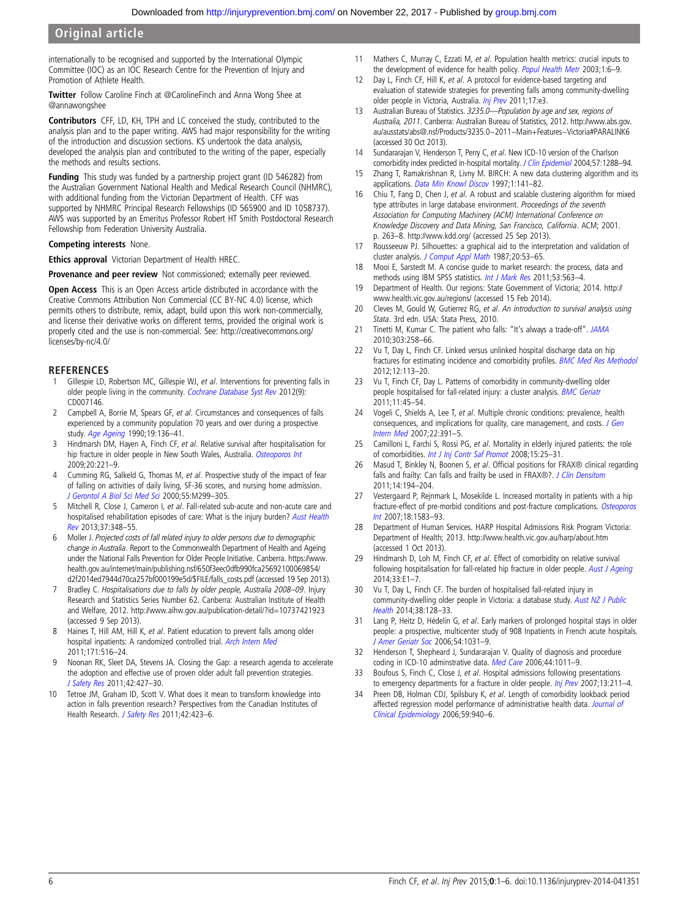internationally to be recognised and supported by the International Olympic Committee (IOC) as an IOC Research Centre for the Prevention of Injury and Promotion of Athlete Health.

**Twitter** Follow Caroline Finch at @CarolineFinch and Anna Wong Shee at @annawongshee

**Contributors** CFF, LD, KH, TPH and LC conceived the study, contributed to the analysis plan and to the paper writing. AWS had major responsibility for the writing of the introduction and discussion sections. KS undertook the data analysis, developed the analysis plan and contributed to the writing of the paper, especially the methods and results sections.

**Funding** This study was funded by a partnership project grant (ID 546282) from the Australian Government National Health and Medical Research Council (NHMRC), with additional funding from the Victorian Department of Health. CFF was supported by NHMRC Principal Research Fellowships (ID 565900 and ID 1058737). AWS was supported by an Emeritus Professor Robert HT Smith Postdoctoral Research Fellowship from Federation University Australia.

**Competing interests** None.

**Ethics approval** Victorian Department of Health HREC.

**Provenance and peer review** Not commissioned; externally peer reviewed.

**Open Access** This is an Open Access article distributed in accordance with the Creative Commons Attribution Non Commercial (CC BY-NC 4.0) license, which permits others to distribute, remix, adapt, build upon this work non-commercially, and license their derivative works on different terms, provided the original work is properly cited and the use is non-commercial. See: http://creativecommons.org/licenses/by-nc/4.0/

## REFERENCES

1. Gillespie LD, Robertson MC, Gillespie WJ, *et al*. Interventions for preventing falls in older people living in the community. *Cochrane Database Syst Rev* 2012(9):CD007146.
2. Campbell A, Borrie M, Spears GF, *et al*. Circumstances and consequences of falls experienced by a community population 70 years and over during a prospective study. *Age Ageing* 1990;19:136–41.
3. Hindmarsh DM, Hayen A, Finch CF, *et al*. Relative survival after hospitalisation for hip fracture in older people in New South Wales, Australia. *Osteoporos Int* 2009;20:221–9.
4. Cumming RG, Salkeld G, Thomas M, *et al*. Prospective study of the impact of fear of falling on activities of daily living, SF-36 scores, and nursing home admission. *J Gerontol A Biol Sci Med Sci* 2000;55:M299–305.
5. Mitchell R, Close J, Cameron I, *et al*. Fall-related sub-acute and non-acute care and hospitalised rehabilitation episodes of care: What is the injury burden? *Aust Health Rev* 2013;37:348–55.
6. Moller J. *Projected costs of fall related injury to older persons due to demographic change in Australia*. Report to the Commonwealth Department of Health and Ageing under the National Falls Prevention for Older People Initiative. Canberra. https://www.health.gov.au/internet/main/publishing.nsf/650f3eec0dfb990fca25692100069854/d2f2014ed7944d70ca257bf000199e5d/$FILE/falls_costs.pdf (accessed 19 Sep 2013).
7. Bradley C. *Hospitalisations due to falls by older people, Australia 2008–09*. Injury Research and Statistics Series Number 62. Canberra: Australian Institute of Health and Welfare, 2012. http://www.aihw.gov.au/publication-detail/?id=10737421923 (accessed 9 Sep 2013).
8. Haines T, Hill AM, Hill K, *et al*. Patient education to prevent falls among older hospital inpatients: A randomized controlled trial. *Arch Intern Med* 2011;171:516–24.
9. Noonan RK, Sleet DA, Stevens JA. Closing the Gap: a research agenda to accelerate the adoption and effective use of proven older adult fall prevention strategies. *J Safety Res* 2011;42:427–30.
10. Tetroe JM, Graham ID, Scott V. What does it mean to transform knowledge into action in falls prevention research? Perspectives from the Canadian Institutes of Health Research. *J Safety Res* 2011;42:423–6.
11. Mathers C, Murray C, Ezzati M, *et al*. Population health metrics: crucial inputs to the development of evidence for health policy. *Popul Health Metr* 2003;1:6–9.
12. Day L, Finch CF, Hill K, *et al*. A protocol for evidence-based targeting and evaluation of statewide strategies for preventing falls among community-dwelling older people in Victoria, Australia. *Inj Prev* 2011;17:e3.
13. Australian Bureau of Statistics. *3235.0—Population by age and sex, regions of Australia, 2011*. Canberra: Australian Bureau of Statistics, 2012. http://www.abs.gov.au/ausstats/abs@.nsf/Products/3235.0~2011~Main+Features~Victoria#PARALINK6 (accessed 30 Oct 2013).
14. Sundararajan V, Henderson T, Perry C, *et al*. New ICD-10 version of the Charlson comorbidity index predicted in-hospital mortality. *J Clin Epidemiol* 2004;57:1288–94.
15. Zhang T, Ramakrishnan R, Livny M. BIRCH: A new data clustering algorithm and its applications. *Data Min Knowl Discov* 1997;1:141–82.
16. Chiu T, Fang D, Chen J, *et al*. A robust and scalable clustering algorithm for mixed type attributes in large database environment. *Proceedings of the seventh Association for Computing Machinery (ACM) International Conference on Knowledge Discovery and Data Mining, San Francisco, California*. ACM; 2001. p. 263–8. http://www.kdd.org/ (accessed 25 Sep 2013).
17. Rousseeuw PJ. Silhouettes: a graphical aid to the interpretation and validation of cluster analysis. *J Comput Appl Math* 1987;20:53–65.
18. Mooi E, Sarstedt M. A concise guide to market research: the process, data and methods using IBM SPSS statistics. *Int J Mark Res* 2011;53:563–4.
19. Department of Health. Our regions: State Government of Victoria; 2014. http://www.health.vic.gov.au/regions/ (accessed 15 Feb 2014).
20. Cleves M, Gould W, Gutierrez RG, *et al*. *An introduction to survival analysis using Stata*. 3rd edn. USA: Stata Press, 2010.
21. Tinetti M, Kumar C. The patient who falls: "It's always a trade-off". *JAMA* 2010;303:258–66.
22. Vu T, Day L, Finch CF. Linked versus unlinked hospital discharge data on hip fractures for estimating incidence and comorbidity profiles. *BMC Med Res Methodol* 2012;12:113–20.
23. Vu T, Finch CF, Day L. Patterns of comorbidity in community-dwelling older people hospitalised for fall-related injury: a cluster analysis. *BMC Geriatr* 2011;11:45–54.
24. Vogeli C, Shields A, Lee T, *et al*. Multiple chronic conditions: prevalence, health consequences, and implications for quality, care management, and costs. *J Gen Intern Med* 2007;22:391–5.
25. Camilloni L, Farchi S, Rossi PG, *et al*. Mortality in elderly injured patients: the role of comorbidities. *Int J Inj Contr Saf Promot* 2008;15:25–31.
26. Masud T, Binkley N, Boonen S, *et al*. Official positions for FRAX® clinical regarding falls and frailty: Can falls and frailty be used in FRAX®?. *J Clin Densitom* 2011;14:194–204.
27. Vestergaard P, Rejnmark L, Mosekilde L. Increased mortality in patients with a hip fracture-effect of pre-morbid conditions and post-fracture complications. *Osteoporos Int* 2007;18:1583–93.
28. Department of Human Services. HARP Hospital Admissions Risk Program Victoria: Department of Health; 2013. http://www.health.vic.gov.au/harp/about.htm (accessed 1 Oct 2013).
29. Hindmarsh D, Loh M, Finch CF, *et al*. Effect of comorbidity on relative survival following hospitalisation for fall-related hip fracture in older people. *Aust J Ageing* 2014;33:E1–7.
30. Vu T, Day L, Finch CF. The burden of hospitalised fall-related injury in community-dwelling older people in Victoria: a database study. *Aust NZ J Public Health* 2014;38:128–33.
31. Lang P, Heitz D, Hédelin G, *et al*. Early markers of prolonged hospital stays in older people: a prospective, multicenter study of 908 Inpatients in French acute hospitals. *J Amer Geriatr Soc* 2006;54:1031–9.
32. Henderson T, Shepheard J, Sundararajan V. Quality of diagnosis and procedure coding in ICD-10 adminstrative data. *Med Care* 2006;44:1011–9.
33. Boufous S, Finch C, Close J, *et al*. Hospital admissions following presentations to emergency departments for a fracture in older people. *Inj Prev* 2007;13:211–4.
34. Preen DB, Holman CDJ, Spilsbury K, *et al*. Length of comorbidity lookback period affected regression model performance of administrative health data. *Journal of Clinical Epidemiology* 2006;59:940–6.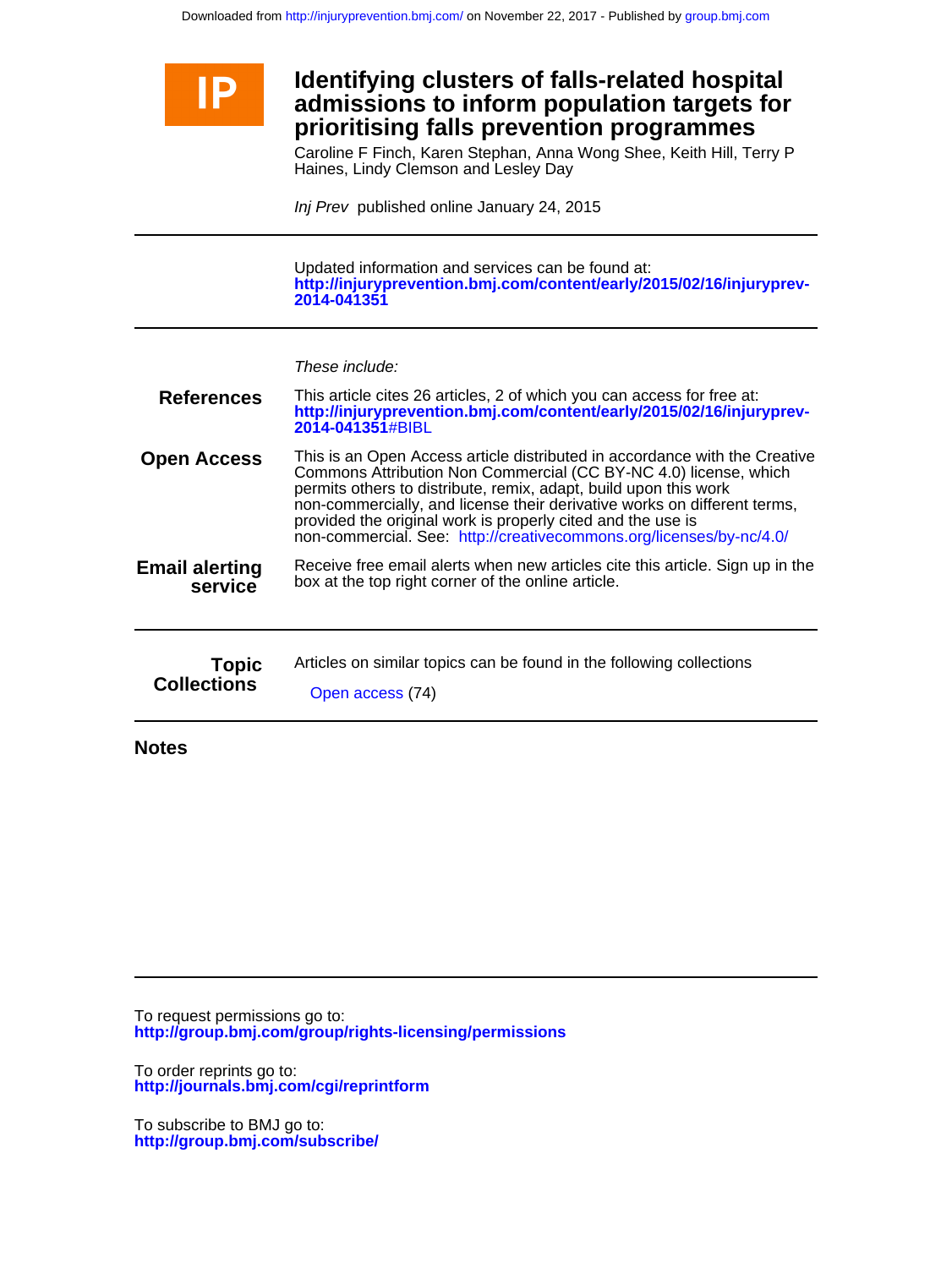Downloaded from http://injuryprevention.bmj.com/ on November 22, 2017 - Published by group.bmj.com

IP

# Identifying clusters of falls-related hospital admissions to inform population targets for prioritising falls prevention programmes

Caroline F Finch, Karen Stephan, Anna Wong Shee, Keith Hill, Terry P Haines, Lindy Clemson and Lesley Day

*Inj Prev* published online January 24, 2015

Updated information and services can be found at:
**http://injuryprevention.bmj.com/content/early/2015/02/16/injuryprev-2014-041351**

*These include:*

**References**

This article cites 26 articles, 2 of which you can access for free at:
**http://injuryprevention.bmj.com/content/early/2015/02/16/injuryprev-2014-041351**#BIBL

**Open Access**

This is an Open Access article distributed in accordance with the Creative Commons Attribution Non Commercial (CC BY-NC 4.0) license, which permits others to distribute, remix, adapt, build upon this work non-commercially, and license their derivative works on different terms, provided the original work is properly cited and the use is non-commercial. See: http://creativecommons.org/licenses/by-nc/4.0/

**Email alerting service**

Receive free email alerts when new articles cite this article. Sign up in the box at the top right corner of the online article.

**Topic Collections**

Articles on similar topics can be found in the following collections

Open access (74)

## Notes

To request permissions go to:
**http://group.bmj.com/group/rights-licensing/permissions**

To order reprints go to:
**http://journals.bmj.com/cgi/reprintform**

To subscribe to BMJ go to:
**http://group.bmj.com/subscribe/**